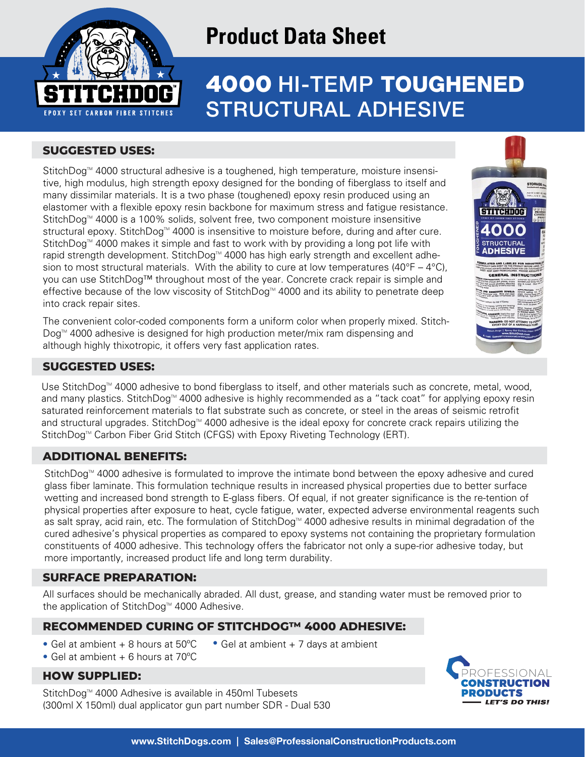# Product Data Sheet

# 4000 HI-TEMP TOUGHENED STRUCTURAL ADHESIVE

## SUGGESTED USES:

StitchDog™ 4000 structural adhesive is a toughened, high temperature, moisture insensitive, high modulus, high strength epoxy designed for the bonding of fiberglass to itself and many dissimilar materials. It is a two phase (toughened) epoxy resin produced using an elastomer with a flexible epoxy resin backbone for maximum stress and fatigue resistance. StitchDog™ 4000 is a 100% solids, solvent free, two component moisture insensitive structural epoxy. StitchDog™ 4000 is insensitive to moisture before, during and after cure. StitchDog™ 4000 makes it simple and fast to work with by providing a long pot life with rapid strength development. StitchDog™ 4000 has high early strength and excellent adhesion to most structural materials. With the ability to cure at low temperatures (40°F – 4°C), you can use StitchDog™ throughout most of the year. Concrete crack repair is simple and effective because of the low viscosity of StitchDog™ 4000 and its ability to penetrate deep into crack repair sites.

The convenient color-coded components form a uniform color when properly mixed. StitchDog™ 4000 adhesive is designed for high production meter/mix ram dispensing and although highly thixotropic, it offers very fast application rates.

## SUGGESTED USES:

Use StitchDog™ 4000 adhesive to bond fiberglass to itself, and other materials such as concrete, metal, wood, and many plastics. StitchDog™ 4000 adhesive is highly recommended as a "tack coat" for applying epoxy resin saturated reinforcement materials to flat substrate such as concrete, or steel in the areas of seismic retrofit and structural upgrades. StitchDog™ 4000 adhesive is the ideal epoxy for concrete crack repairs utilizing the StitchDog™ Carbon Fiber Grid Stitch (CFGS) with Epoxy Riveting Technology (ERT).

## ADDITIONAL BENEFITS:

StitchDog™ 4000 adhesive is formulated to improve the intimate bond between the epoxy adhesive and cured glass fiber laminate. This formulation technique results in increased physical properties due to better surface wetting and increased bond strength to E-glass fibers. Of equal, if not greater significance is the re-tention of physical properties after exposure to heat, cycle fatigue, water, expected adverse environmental reagents such as salt spray, acid rain, etc. The formulation of StitchDog™ 4000 adhesive results in minimal degradation of the cured adhesive's physical properties as compared to epoxy systems not containing the proprietary formulation constituents of 4000 adhesive. This technology offers the fabricator not only a supe-rior adhesive today, but more importantly, increased product life and long term durability.

## SURFACE PREPARATION:

All surfaces should be mechanically abraded. All dust, grease, and standing water must be removed prior to the application of StitchDog™ 4000 Adhesive.

## RECOMMENDED CURING OF STITCHDOG™ 4000 ADHESIVE:

- Gel at ambient + 8 hours at 50ºC
- Gel at ambient + 6 hours at 70ºC
- Gel at ambient + 7 days at ambient

## HOW SUPPLIED:

StitchDog™ 4000 Adhesive is available in 450ml Tubesets (300ml X 150ml) dual applicator gun part number SDR - Dual 530

www.StitchDogs.com | Sales@ProfessionalConstructionProducts.com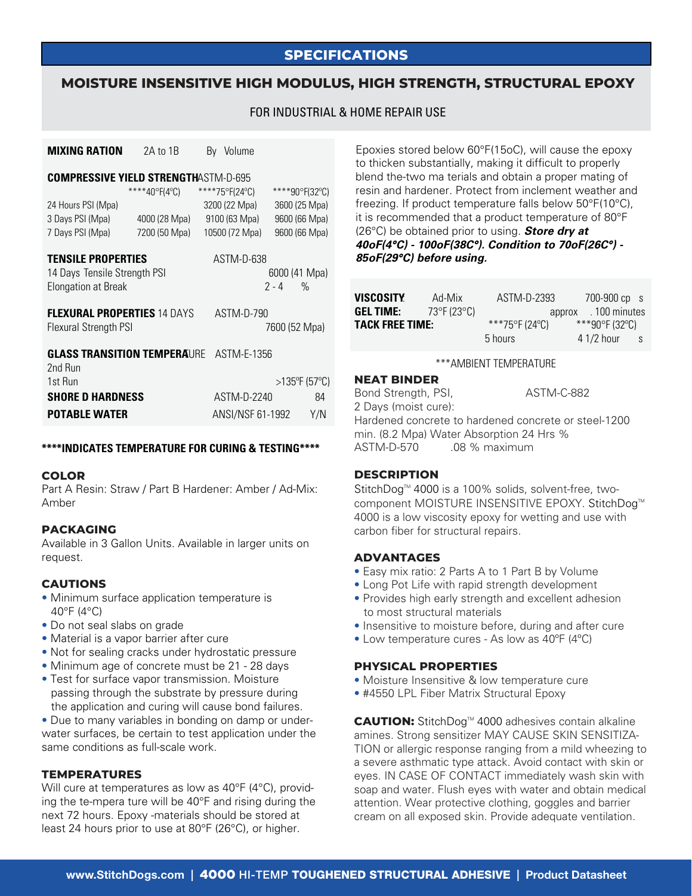## SPECIFICATIONS

## MOISTURE INSENSITIVE HIGH MODULUS, HIGH STRENGTH, STRUCTURAL EPOXY

FOR INDUSTRIAL & HOME REPAIR USE

| | | | |
|---|---|---|---|
| **MIXING RATION** | 2A to 1B | By Volume | |
| **COMPRESSIVE YIELD STRENGTH** ASTM-D-695 | | | |
| | ****40°F(4°C) | ****75°F(24°C) | ****90°F(32°C) |
| 24 Hours PSI (Mpa) | | 3200 (22 Mpa) | 3600 (25 Mpa) |
| 3 Days PSI (Mpa) | 4000 (28 Mpa) | 9100 (63 Mpa) | 9600 (66 Mpa) |
| 7 Days PSI (Mpa) | 7200 (50 Mpa) | 10500 (72 Mpa) | 9600 (66 Mpa) |

| | | |
|---|---|---|
| **TENSILE PROPERTIES** | ASTM-D-638 | |
| 14 Days Tensile Strength PSI | | 6000 (41 Mpa) |
| Elongation at Break | | 2 - 4 % |
| **FLEXURAL PROPERTIES** 14 DAYS | ASTM-D-790 | |
| Flexural Strength PSI | | 7600 (52 Mpa) |
| **GLASS TRANSITION TEMPERATURE** | ASTM-E-1356 | |
| 2nd Run | | |
| 1st Run | | >135°F (57°C) |
| **SHORE D HARDNESS** | ASTM-D-2240 | 84 |
| **POTABLE WATER** | ANSI/NSF 61-1992 | Y/N |

**\*\*\*\*INDICATES TEMPERATURE FOR CURING & TESTING\*\*\*\***

### COLOR

Part A Resin: Straw / Part B Hardener: Amber / Ad-Mix: Amber

### PACKAGING

Available in 3 Gallon Units. Available in larger units on request.

### CAUTIONS

- Minimum surface application temperature is 40°F (4°C)
- Do not seal slabs on grade
- Material is a vapor barrier after cure
- Not for sealing cracks under hydrostatic pressure
- Minimum age of concrete must be 21 - 28 days
- Test for surface vapor transmission. Moisture passing through the substrate by pressure during the application and curing will cause bond failures.
- Due to many variables in bonding on damp or underwater surfaces, be certain to test application under the same conditions as full-scale work.

### TEMPERATURES

Will cure at temperatures as low as 40°F (4°C), providing the te-mpera ture will be 40°F and rising during the next 72 hours. Epoxy -materials should be stored at least 24 hours prior to use at 80°F (26°C), or higher.

Epoxies stored below 60°F(15oC), will cause the epoxy to thicken substantially, making it difficult to properly blend the-two ma terials and obtain a proper mating of resin and hardener. Protect from inclement weather and freezing. If product temperature falls below 50°F(10°C), it is recommended that a product temperature of 80°F (26°C) be obtained prior to using. ***Store dry at 40oF(4°C) - 100oF(38C°). Condition to 70oF(26C°) - 85oF(29°C) before using.***

| | | | |
|---|---|---|---|
| **VISCOSITY** | Ad-Mix | ASTM-D-2393 | 700-900 cps |
| **GEL TIME:** | 73°F (23°C) | approx | . 100 minutes |
| **TACK FREE TIME:** | | ***75°F (24°C) | ***90°F (32°C) |
| | | 5 hours | 4 1/2 hours |

***AMBIENT TEMPERATURE

### NEAT BINDER

Bond Strength, PSI, ASTM-C-882
2 Days (moist cure):
Hardened concrete to hardened concrete or steel-1200 min. (8.2 Mpa) Water Absorption 24 Hrs %
ASTM-D-570 .08 % maximum

### DESCRIPTION

StitchDog™ 4000 is a 100% solids, solvent-free, two-component MOISTURE INSENSITIVE EPOXY. StitchDog™ 4000 is a low viscosity epoxy for wetting and use with carbon fiber for structural repairs.

### ADVANTAGES

- Easy mix ratio: 2 Parts A to 1 Part B by Volume
- Long Pot Life with rapid strength development
- Provides high early strength and excellent adhesion to most structural materials
- Insensitive to moisture before, during and after cure
- Low temperature cures - As low as 40ºF (4°C)

### PHYSICAL PROPERTIES

- Moisture Insensitive & low temperature cure
- #4550 LPL Fiber Matrix Structural Epoxy

**CAUTION:** StitchDog™ 4000 adhesives contain alkaline amines. Strong sensitizer MAY CAUSE SKIN SENSITIZATION or allergic response ranging from a mild wheezing to a severe asthmatic type attack. Avoid contact with skin or eyes. IN CASE OF CONTACT immediately wash skin with soap and water. Flush eyes with water and obtain medical attention. Wear protective clothing, goggles and barrier cream on all exposed skin. Provide adequate ventilation.

www.StitchDogs.com | **4000** HI-TEMP **TOUGHENED STRUCTURAL ADHESIVE** | **Product Datasheet**